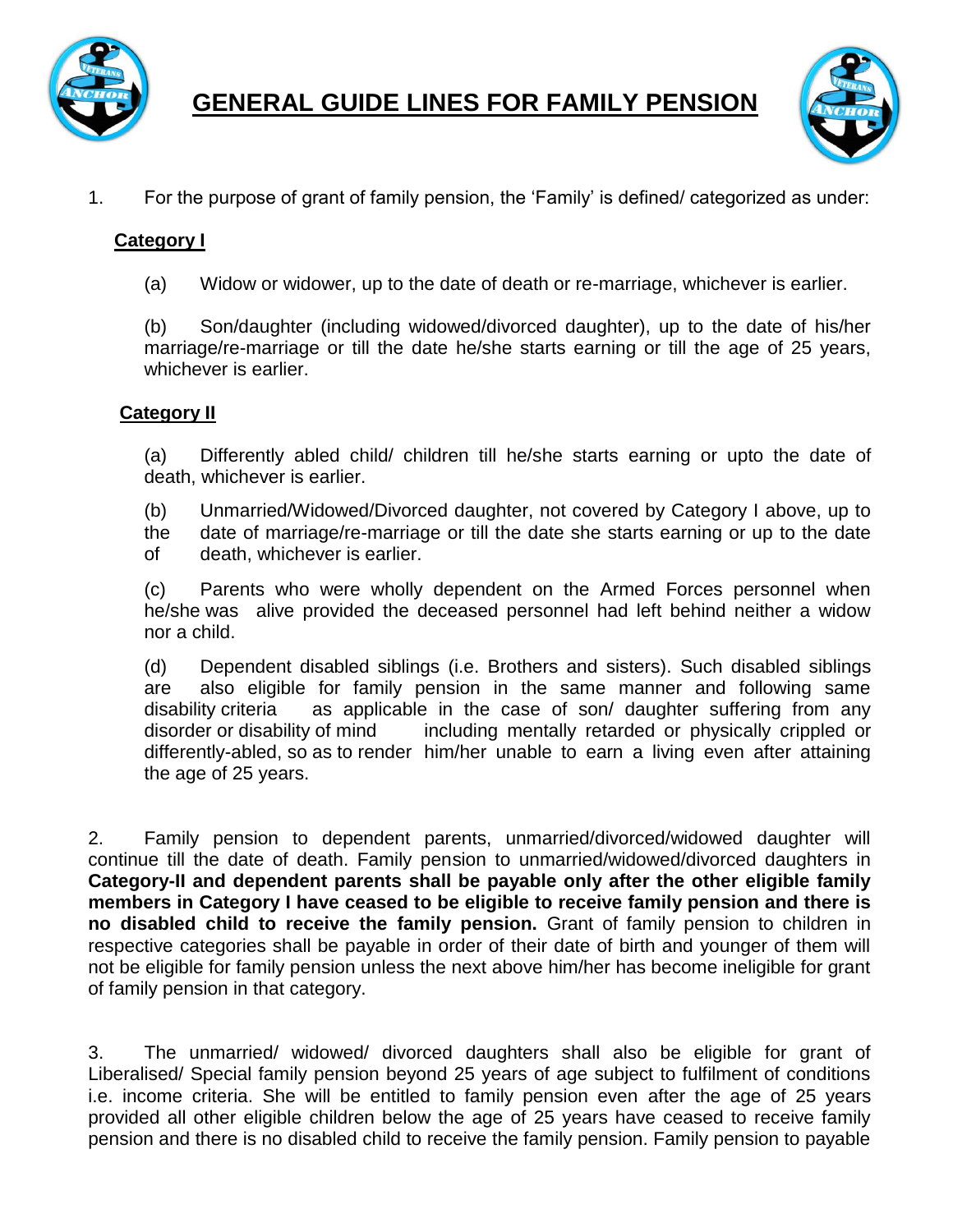# GENERAL GUIDE LINES FOR FAMILY PENSION

1. For the purpose of grant of family pension, the 'Family' is defined/ categorized as under:

**Category I**

(a) Widow or widower, up to the date of death or re-marriage, whichever is earlier.

(b) Son/daughter (including widowed/divorced daughter), up to the date of his/her marriage/re-marriage or till the date he/she starts earning or till the age of 25 years, whichever is earlier.

**Category II**

(a) Differently abled child/ children till he/she starts earning or upto the date of death, whichever is earlier.

(b) Unmarried/Widowed/Divorced daughter, not covered by Category I above, up to the date of marriage/re-marriage or till the date she starts earning or up to the date of death, whichever is earlier.

(c) Parents who were wholly dependent on the Armed Forces personnel when he/she was alive provided the deceased personnel had left behind neither a widow nor a child.

(d) Dependent disabled siblings (i.e. Brothers and sisters). Such disabled siblings are also eligible for family pension in the same manner and following same disability criteria as applicable in the case of son/ daughter suffering from any disorder or disability of mind including mentally retarded or physically crippled or differently-abled, so as to render him/her unable to earn a living even after attaining the age of 25 years.

2. Family pension to dependent parents, unmarried/divorced/widowed daughter will continue till the date of death. Family pension to unmarried/widowed/divorced daughters in **Category-II and dependent parents shall be payable only after the other eligible family members in Category I have ceased to be eligible to receive family pension and there is no disabled child to receive the family pension.** Grant of family pension to children in respective categories shall be payable in order of their date of birth and younger of them will not be eligible for family pension unless the next above him/her has become ineligible for grant of family pension in that category.

3. The unmarried/ widowed/ divorced daughters shall also be eligible for grant of Liberalised/ Special family pension beyond 25 years of age subject to fulfilment of conditions i.e. income criteria. She will be entitled to family pension even after the age of 25 years provided all other eligible children below the age of 25 years have ceased to receive family pension and there is no disabled child to receive the family pension. Family pension to payable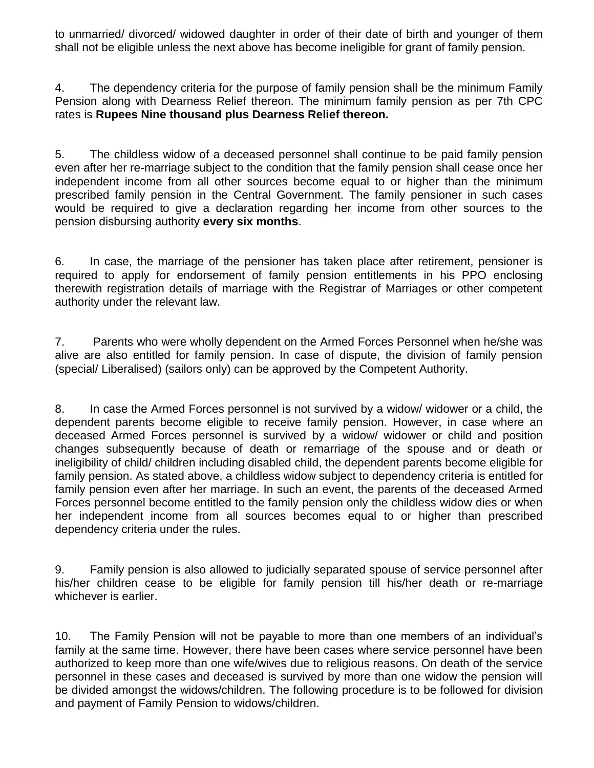to unmarried/ divorced/ widowed daughter in order of their date of birth and younger of them shall not be eligible unless the next above has become ineligible for grant of family pension.

4. The dependency criteria for the purpose of family pension shall be the minimum Family Pension along with Dearness Relief thereon. The minimum family pension as per 7th CPC rates is **Rupees Nine thousand plus Dearness Relief thereon.**

5. The childless widow of a deceased personnel shall continue to be paid family pension even after her re-marriage subject to the condition that the family pension shall cease once her independent income from all other sources become equal to or higher than the minimum prescribed family pension in the Central Government. The family pensioner in such cases would be required to give a declaration regarding her income from other sources to the pension disbursing authority **every six months**.

6. In case, the marriage of the pensioner has taken place after retirement, pensioner is required to apply for endorsement of family pension entitlements in his PPO enclosing therewith registration details of marriage with the Registrar of Marriages or other competent authority under the relevant law.

7. Parents who were wholly dependent on the Armed Forces Personnel when he/she was alive are also entitled for family pension. In case of dispute, the division of family pension (special/ Liberalised) (sailors only) can be approved by the Competent Authority.

8. In case the Armed Forces personnel is not survived by a widow/ widower or a child, the dependent parents become eligible to receive family pension. However, in case where an deceased Armed Forces personnel is survived by a widow/ widower or child and position changes subsequently because of death or remarriage of the spouse and or death or ineligibility of child/ children including disabled child, the dependent parents become eligible for family pension. As stated above, a childless widow subject to dependency criteria is entitled for family pension even after her marriage. In such an event, the parents of the deceased Armed Forces personnel become entitled to the family pension only the childless widow dies or when her independent income from all sources becomes equal to or higher than prescribed dependency criteria under the rules.

9. Family pension is also allowed to judicially separated spouse of service personnel after his/her children cease to be eligible for family pension till his/her death or re-marriage whichever is earlier.

10. The Family Pension will not be payable to more than one members of an individual's family at the same time. However, there have been cases where service personnel have been authorized to keep more than one wife/wives due to religious reasons. On death of the service personnel in these cases and deceased is survived by more than one widow the pension will be divided amongst the widows/children. The following procedure is to be followed for division and payment of Family Pension to widows/children.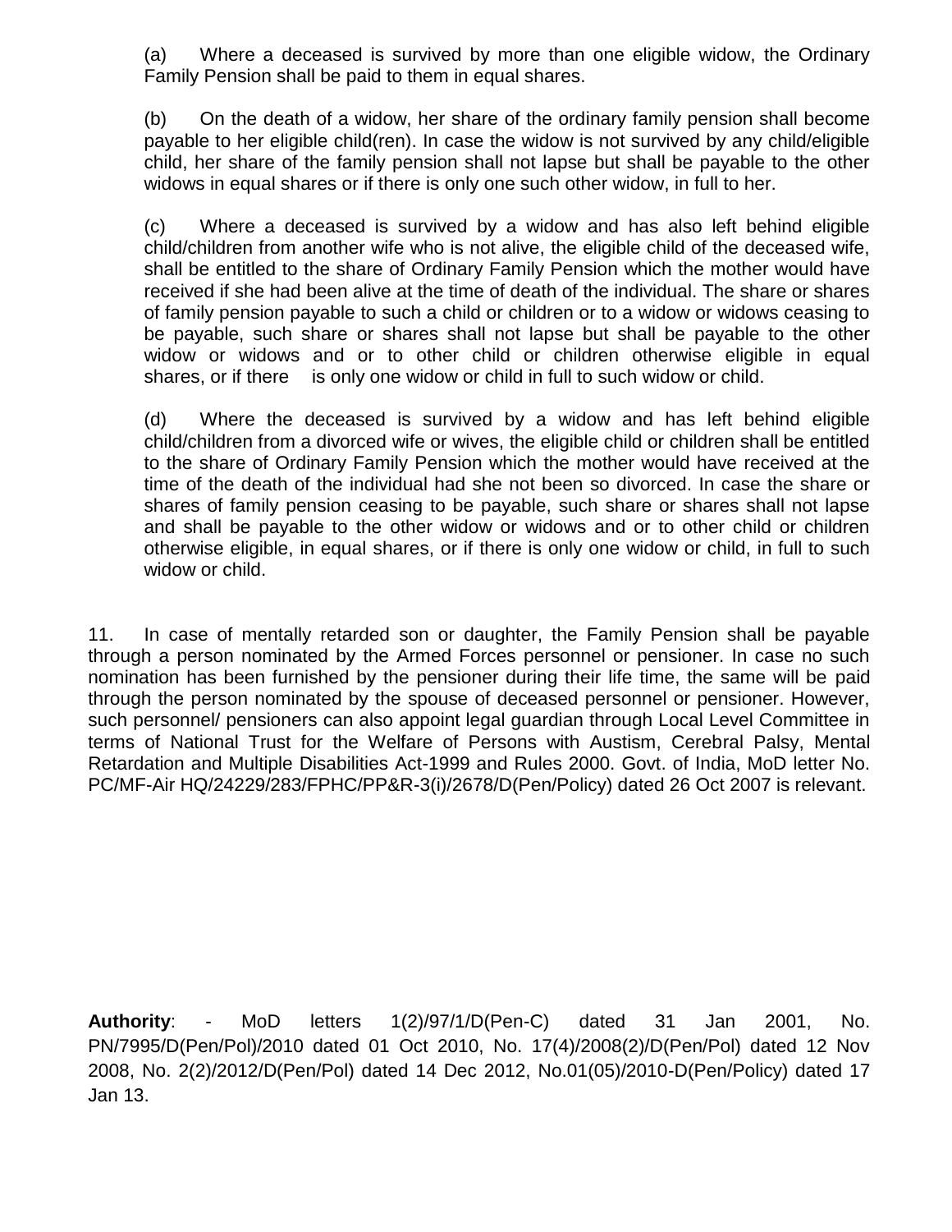(a) Where a deceased is survived by more than one eligible widow, the Ordinary Family Pension shall be paid to them in equal shares.

(b) On the death of a widow, her share of the ordinary family pension shall become payable to her eligible child(ren). In case the widow is not survived by any child/eligible child, her share of the family pension shall not lapse but shall be payable to the other widows in equal shares or if there is only one such other widow, in full to her.

(c) Where a deceased is survived by a widow and has also left behind eligible child/children from another wife who is not alive, the eligible child of the deceased wife, shall be entitled to the share of Ordinary Family Pension which the mother would have received if she had been alive at the time of death of the individual. The share or shares of family pension payable to such a child or children or to a widow or widows ceasing to be payable, such share or shares shall not lapse but shall be payable to the other widow or widows and or to other child or children otherwise eligible in equal shares, or if there is only one widow or child in full to such widow or child.

(d) Where the deceased is survived by a widow and has left behind eligible child/children from a divorced wife or wives, the eligible child or children shall be entitled to the share of Ordinary Family Pension which the mother would have received at the time of the death of the individual had she not been so divorced. In case the share or shares of family pension ceasing to be payable, such share or shares shall not lapse and shall be payable to the other widow or widows and or to other child or children otherwise eligible, in equal shares, or if there is only one widow or child, in full to such widow or child.

11. In case of mentally retarded son or daughter, the Family Pension shall be payable through a person nominated by the Armed Forces personnel or pensioner. In case no such nomination has been furnished by the pensioner during their life time, the same will be paid through the person nominated by the spouse of deceased personnel or pensioner. However, such personnel/ pensioners can also appoint legal guardian through Local Level Committee in terms of National Trust for the Welfare of Persons with Austism, Cerebral Palsy, Mental Retardation and Multiple Disabilities Act-1999 and Rules 2000. Govt. of India, MoD letter No. PC/MF-Air HQ/24229/283/FPHC/PP&R-3(i)/2678/D(Pen/Policy) dated 26 Oct 2007 is relevant.

**Authority**: - MoD letters 1(2)/97/1/D(Pen-C) dated 31 Jan 2001, No. PN/7995/D(Pen/Pol)/2010 dated 01 Oct 2010, No. 17(4)/2008(2)/D(Pen/Pol) dated 12 Nov 2008, No. 2(2)/2012/D(Pen/Pol) dated 14 Dec 2012, No.01(05)/2010-D(Pen/Policy) dated 17 Jan 13.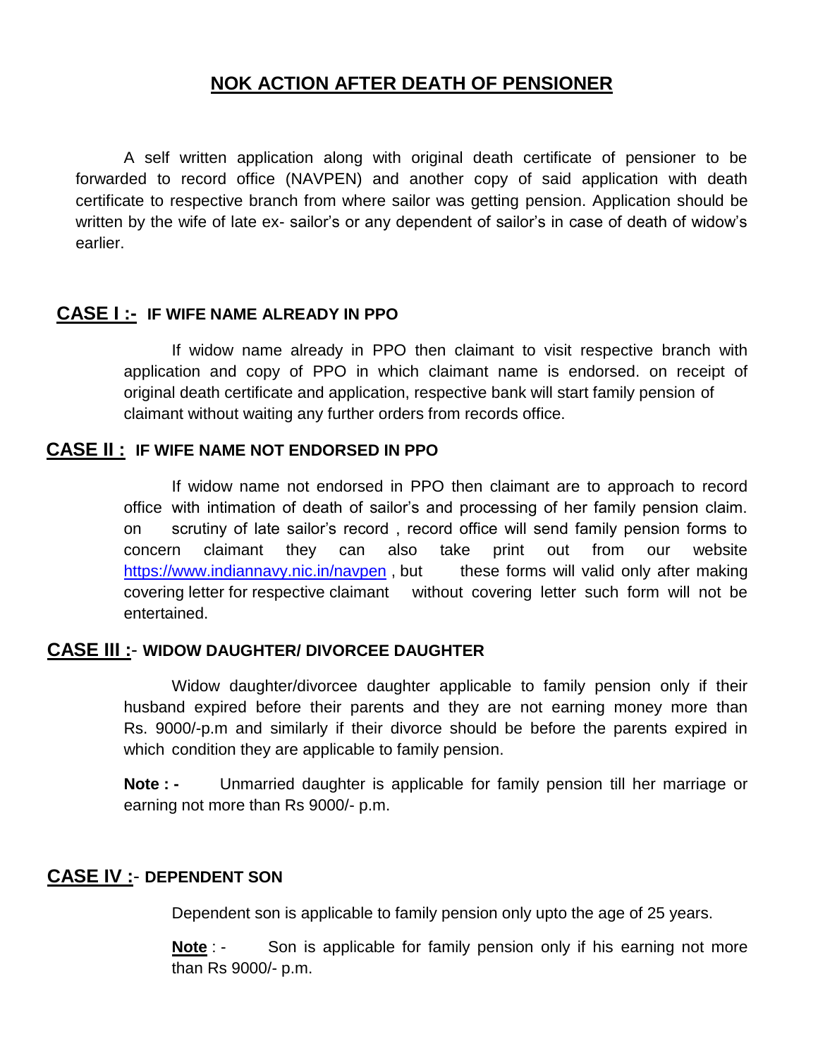## NOK ACTION AFTER DEATH OF PENSIONER

A self written application along with original death certificate of pensioner to be forwarded to record office (NAVPEN) and another copy of said application with death certificate to respective branch from where sailor was getting pension. Application should be written by the wife of late ex- sailor's or any dependent of sailor's in case of death of widow's earlier.

### CASE I :- IF WIFE NAME ALREADY IN PPO

If widow name already in PPO then claimant to visit respective branch with application and copy of PPO in which claimant name is endorsed. on receipt of original death certificate and application, respective bank will start family pension of claimant without waiting any further orders from records office.

### CASE II : IF WIFE NAME NOT ENDORSED IN PPO

If widow name not endorsed in PPO then claimant are to approach to record office with intimation of death of sailor's and processing of her family pension claim. on scrutiny of late sailor's record , record office will send family pension forms to concern claimant they can also take print out from our website https://www.indiannavy.nic.in/navpen , but these forms will valid only after making covering letter for respective claimant without covering letter such form will not be entertained.

### CASE III :- WIDOW DAUGHTER/ DIVORCEE DAUGHTER

Widow daughter/divorcee daughter applicable to family pension only if their husband expired before their parents and they are not earning money more than Rs. 9000/-p.m and similarly if their divorce should be before the parents expired in which condition they are applicable to family pension.

**Note : -** Unmarried daughter is applicable for family pension till her marriage or earning not more than Rs 9000/- p.m.

### CASE IV :- DEPENDENT SON

Dependent son is applicable to family pension only upto the age of 25 years.

**Note** : - Son is applicable for family pension only if his earning not more than Rs 9000/- p.m.